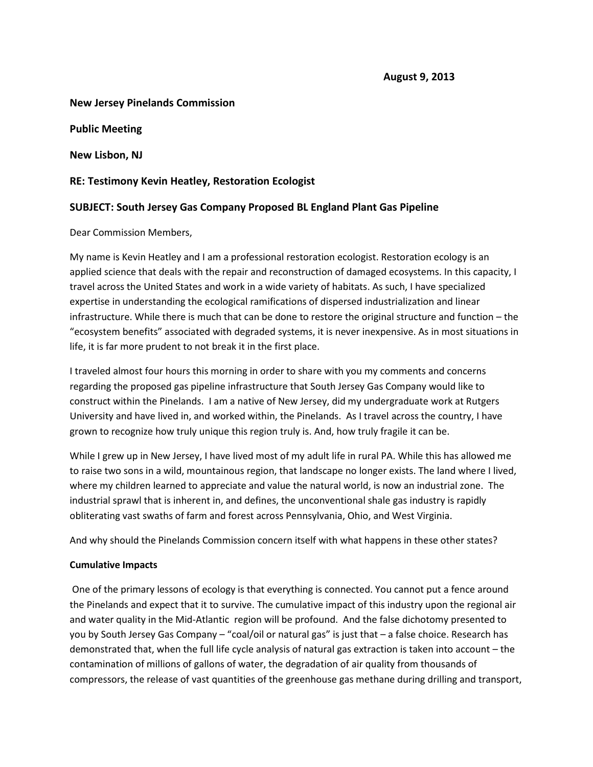**August 9, 2013**

**New Jersey Pinelands Commission**

**Public Meeting**

**New Lisbon, NJ**

**RE: Testimony Kevin Heatley, Restoration Ecologist**

**SUBJECT: South Jersey Gas Company Proposed BL England Plant Gas Pipeline**

Dear Commission Members,

My name is Kevin Heatley and I am a professional restoration ecologist. Restoration ecology is an applied science that deals with the repair and reconstruction of damaged ecosystems. In this capacity, I travel across the United States and work in a wide variety of habitats. As such, I have specialized expertise in understanding the ecological ramifications of dispersed industrialization and linear infrastructure. While there is much that can be done to restore the original structure and function – the "ecosystem benefits" associated with degraded systems, it is never inexpensive. As in most situations in life, it is far more prudent to not break it in the first place.

I traveled almost four hours this morning in order to share with you my comments and concerns regarding the proposed gas pipeline infrastructure that South Jersey Gas Company would like to construct within the Pinelands. I am a native of New Jersey, did my undergraduate work at Rutgers University and have lived in, and worked within, the Pinelands. As I travel across the country, I have grown to recognize how truly unique this region truly is. And, how truly fragile it can be.

While I grew up in New Jersey, I have lived most of my adult life in rural PA. While this has allowed me to raise two sons in a wild, mountainous region, that landscape no longer exists. The land where I lived, where my children learned to appreciate and value the natural world, is now an industrial zone. The industrial sprawl that is inherent in, and defines, the unconventional shale gas industry is rapidly obliterating vast swaths of farm and forest across Pennsylvania, Ohio, and West Virginia.

And why should the Pinelands Commission concern itself with what happens in these other states?

**Cumulative Impacts**

One of the primary lessons of ecology is that everything is connected. You cannot put a fence around the Pinelands and expect that it to survive. The cumulative impact of this industry upon the regional air and water quality in the Mid-Atlantic region will be profound. And the false dichotomy presented to you by South Jersey Gas Company – "coal/oil or natural gas" is just that – a false choice. Research has demonstrated that, when the full life cycle analysis of natural gas extraction is taken into account – the contamination of millions of gallons of water, the degradation of air quality from thousands of compressors, the release of vast quantities of the greenhouse gas methane during drilling and transport,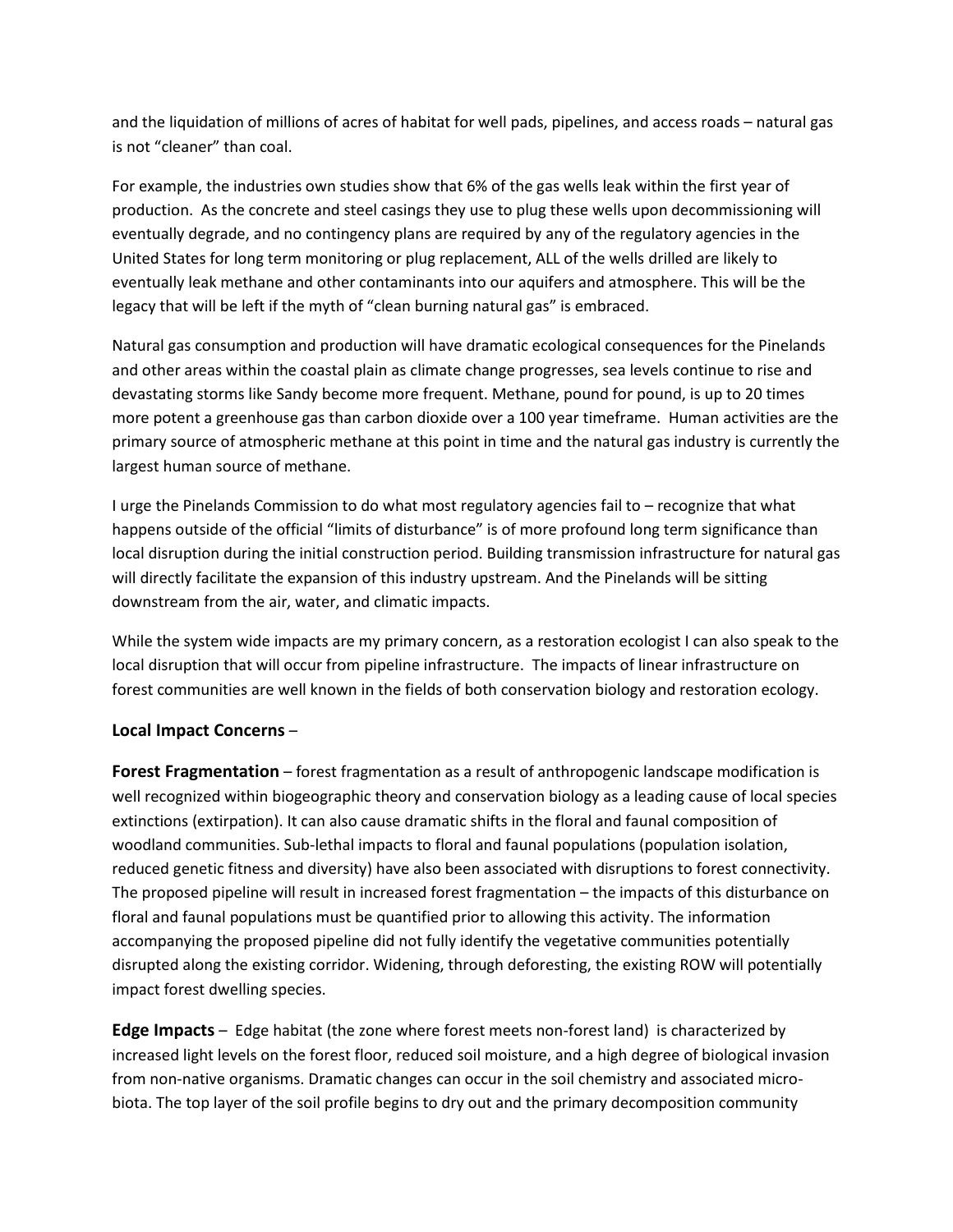and the liquidation of millions of acres of habitat for well pads, pipelines, and access roads – natural gas is not "cleaner" than coal.

For example, the industries own studies show that 6% of the gas wells leak within the first year of production. As the concrete and steel casings they use to plug these wells upon decommissioning will eventually degrade, and no contingency plans are required by any of the regulatory agencies in the United States for long term monitoring or plug replacement, ALL of the wells drilled are likely to eventually leak methane and other contaminants into our aquifers and atmosphere. This will be the legacy that will be left if the myth of "clean burning natural gas" is embraced.

Natural gas consumption and production will have dramatic ecological consequences for the Pinelands and other areas within the coastal plain as climate change progresses, sea levels continue to rise and devastating storms like Sandy become more frequent. Methane, pound for pound, is up to 20 times more potent a greenhouse gas than carbon dioxide over a 100 year timeframe. Human activities are the primary source of atmospheric methane at this point in time and the natural gas industry is currently the largest human source of methane.

I urge the Pinelands Commission to do what most regulatory agencies fail to – recognize that what happens outside of the official "limits of disturbance" is of more profound long term significance than local disruption during the initial construction period. Building transmission infrastructure for natural gas will directly facilitate the expansion of this industry upstream. And the Pinelands will be sitting downstream from the air, water, and climatic impacts.

While the system wide impacts are my primary concern, as a restoration ecologist I can also speak to the local disruption that will occur from pipeline infrastructure. The impacts of linear infrastructure on forest communities are well known in the fields of both conservation biology and restoration ecology.

**Local Impact Concerns** –

**Forest Fragmentation** – forest fragmentation as a result of anthropogenic landscape modification is well recognized within biogeographic theory and conservation biology as a leading cause of local species extinctions (extirpation). It can also cause dramatic shifts in the floral and faunal composition of woodland communities. Sub-lethal impacts to floral and faunal populations (population isolation, reduced genetic fitness and diversity) have also been associated with disruptions to forest connectivity. The proposed pipeline will result in increased forest fragmentation – the impacts of this disturbance on floral and faunal populations must be quantified prior to allowing this activity. The information accompanying the proposed pipeline did not fully identify the vegetative communities potentially disrupted along the existing corridor. Widening, through deforesting, the existing ROW will potentially impact forest dwelling species.

**Edge Impacts** – Edge habitat (the zone where forest meets non-forest land) is characterized by increased light levels on the forest floor, reduced soil moisture, and a high degree of biological invasion from non-native organisms. Dramatic changes can occur in the soil chemistry and associated micro-biota. The top layer of the soil profile begins to dry out and the primary decomposition community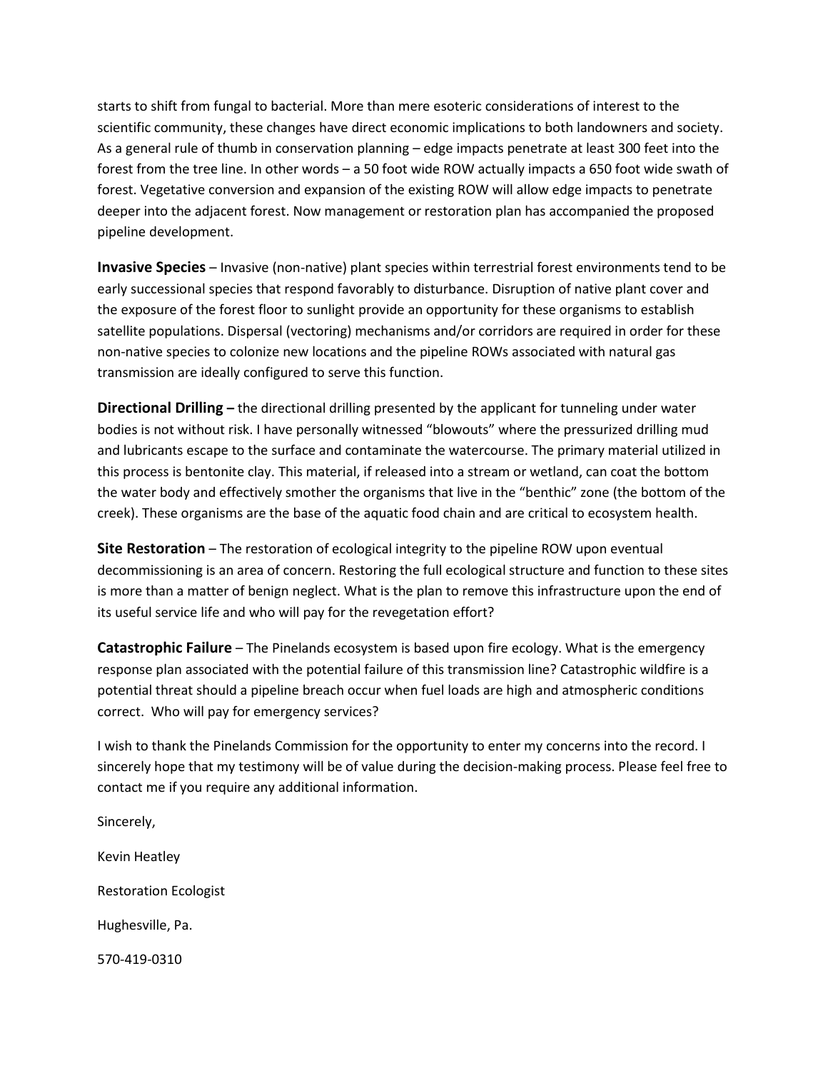starts to shift from fungal to bacterial. More than mere esoteric considerations of interest to the scientific community, these changes have direct economic implications to both landowners and society. As a general rule of thumb in conservation planning – edge impacts penetrate at least 300 feet into the forest from the tree line. In other words – a 50 foot wide ROW actually impacts a 650 foot wide swath of forest. Vegetative conversion and expansion of the existing ROW will allow edge impacts to penetrate deeper into the adjacent forest. Now management or restoration plan has accompanied the proposed pipeline development.

**Invasive Species** – Invasive (non-native) plant species within terrestrial forest environments tend to be early successional species that respond favorably to disturbance. Disruption of native plant cover and the exposure of the forest floor to sunlight provide an opportunity for these organisms to establish satellite populations. Dispersal (vectoring) mechanisms and/or corridors are required in order for these non-native species to colonize new locations and the pipeline ROWs associated with natural gas transmission are ideally configured to serve this function.

**Directional Drilling –** the directional drilling presented by the applicant for tunneling under water bodies is not without risk. I have personally witnessed "blowouts" where the pressurized drilling mud and lubricants escape to the surface and contaminate the watercourse. The primary material utilized in this process is bentonite clay. This material, if released into a stream or wetland, can coat the bottom the water body and effectively smother the organisms that live in the "benthic" zone (the bottom of the creek). These organisms are the base of the aquatic food chain and are critical to ecosystem health.

**Site Restoration** – The restoration of ecological integrity to the pipeline ROW upon eventual decommissioning is an area of concern. Restoring the full ecological structure and function to these sites is more than a matter of benign neglect. What is the plan to remove this infrastructure upon the end of its useful service life and who will pay for the revegetation effort?

**Catastrophic Failure** – The Pinelands ecosystem is based upon fire ecology. What is the emergency response plan associated with the potential failure of this transmission line? Catastrophic wildfire is a potential threat should a pipeline breach occur when fuel loads are high and atmospheric conditions correct. Who will pay for emergency services?

I wish to thank the Pinelands Commission for the opportunity to enter my concerns into the record. I sincerely hope that my testimony will be of value during the decision-making process. Please feel free to contact me if you require any additional information.

Sincerely,

Kevin Heatley

Restoration Ecologist

Hughesville, Pa.

570-419-0310